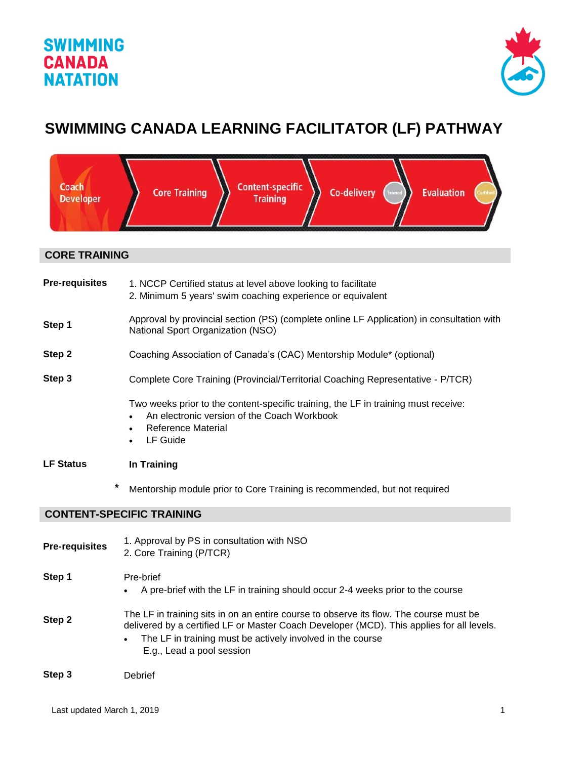SWIMMING CANADA NATATION

# SWIMMING CANADA LEARNING FACILITATOR (LF) PATHWAY

Coach Developer → Core Training → Content-specific Training → Co-delivery (Trained) → Evaluation (Certified)

## CORE TRAINING

**Pre-requisites**
1. NCCP Certified status at level above looking to facilitate
2. Minimum 5 years' swim coaching experience or equivalent

**Step 1** Approval by provincial section (PS) (complete online LF Application) in consultation with National Sport Organization (NSO)

**Step 2** Coaching Association of Canada's (CAC) Mentorship Module* (optional)

**Step 3** Complete Core Training (Provincial/Territorial Coaching Representative - P/TCR)

Two weeks prior to the content-specific training, the LF in training must receive:
- An electronic version of the Coach Workbook
- Reference Material
- LF Guide

**LF Status** **In Training**

* Mentorship module prior to Core Training is recommended, but not required

## CONTENT-SPECIFIC TRAINING

**Pre-requisites**
1. Approval by PS in consultation with NSO
2. Core Training (P/TCR)

**Step 1** Pre-brief
- A pre-brief with the LF in training should occur 2-4 weeks prior to the course

**Step 2** The LF in training sits in on an entire course to observe its flow. The course must be delivered by a certified LF or Master Coach Developer (MCD). This applies for all levels.
- The LF in training must be actively involved in the course
  E.g., Lead a pool session

**Step 3** Debrief

Last updated March 1, 2019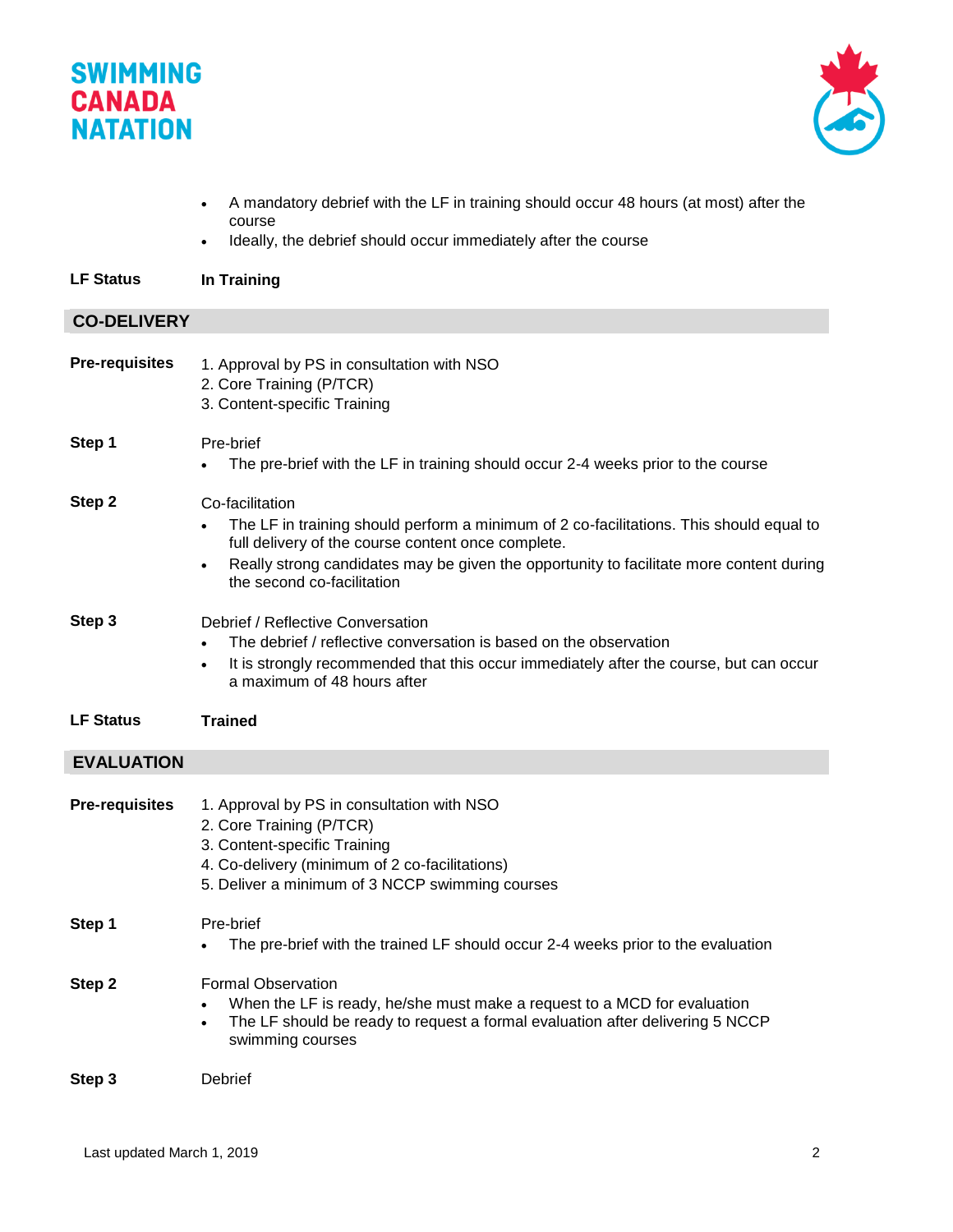- A mandatory debrief with the LF in training should occur 48 hours (at most) after the course
- Ideally, the debrief should occur immediately after the course

**LF Status** **In Training**

## CO-DELIVERY

**Pre-requisites**

1. Approval by PS in consultation with NSO
2. Core Training (P/TCR)
3. Content-specific Training

**Step 1**

Pre-brief

- The pre-brief with the LF in training should occur 2-4 weeks prior to the course

**Step 2**

Co-facilitation

- The LF in training should perform a minimum of 2 co-facilitations. This should equal to full delivery of the course content once complete.
- Really strong candidates may be given the opportunity to facilitate more content during the second co-facilitation

**Step 3**

Debrief / Reflective Conversation

- The debrief / reflective conversation is based on the observation
- It is strongly recommended that this occur immediately after the course, but can occur a maximum of 48 hours after

**LF Status** **Trained**

## EVALUATION

**Pre-requisites**

1. Approval by PS in consultation with NSO
2. Core Training (P/TCR)
3. Content-specific Training
4. Co-delivery (minimum of 2 co-facilitations)
5. Deliver a minimum of 3 NCCP swimming courses

**Step 1**

Pre-brief

- The pre-brief with the trained LF should occur 2-4 weeks prior to the evaluation

**Step 2**

Formal Observation

- When the LF is ready, he/she must make a request to a MCD for evaluation
- The LF should be ready to request a formal evaluation after delivering 5 NCCP swimming courses

**Step 3**

Debrief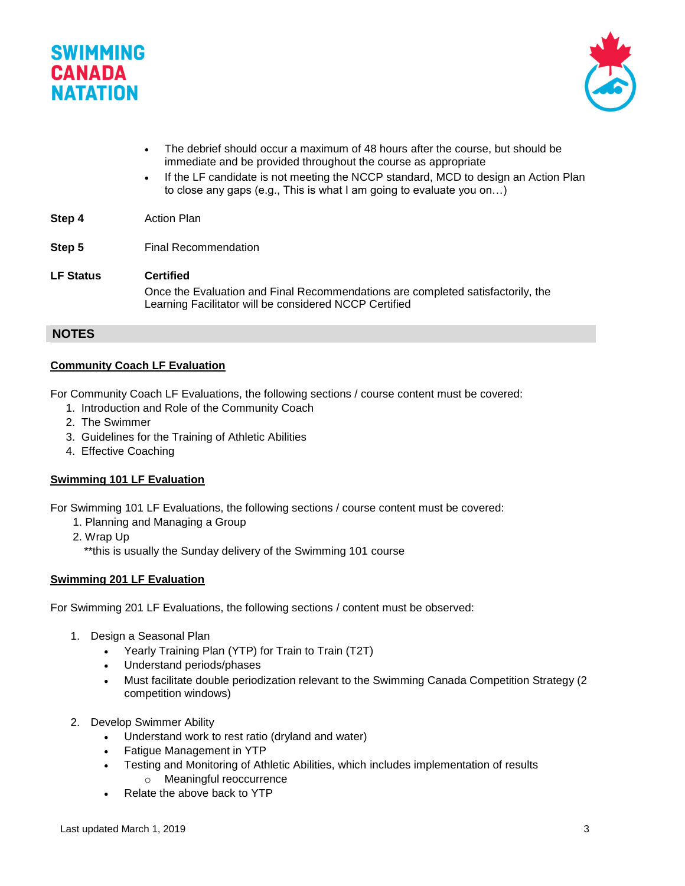- The debrief should occur a maximum of 48 hours after the course, but should be immediate and be provided throughout the course as appropriate
- If the LF candidate is not meeting the NCCP standard, MCD to design an Action Plan to close any gaps (e.g., This is what I am going to evaluate you on…)

| | |
|---|---|
| **Step 4** | Action Plan |
| **Step 5** | Final Recommendation |
| **LF Status** | **Certified**<br>Once the Evaluation and Final Recommendations are completed satisfactorily, the Learning Facilitator will be considered NCCP Certified |

## NOTES

**Community Coach LF Evaluation**

For Community Coach LF Evaluations, the following sections / course content must be covered:

1. Introduction and Role of the Community Coach
2. The Swimmer
3. Guidelines for the Training of Athletic Abilities
4. Effective Coaching

**Swimming 101 LF Evaluation**

For Swimming 101 LF Evaluations, the following sections / course content must be covered:

1. Planning and Managing a Group
2. Wrap Up

**this is usually the Sunday delivery of the Swimming 101 course

**Swimming 201 LF Evaluation**

For Swimming 201 LF Evaluations, the following sections / content must be observed:

1. Design a Seasonal Plan
   - Yearly Training Plan (YTP) for Train to Train (T2T)
   - Understand periods/phases
   - Must facilitate double periodization relevant to the Swimming Canada Competition Strategy (2 competition windows)

2. Develop Swimmer Ability
   - Understand work to rest ratio (dryland and water)
   - Fatigue Management in YTP
   - Testing and Monitoring of Athletic Abilities, which includes implementation of results
     - Meaningful reoccurrence
   - Relate the above back to YTP

Last updated March 1, 2019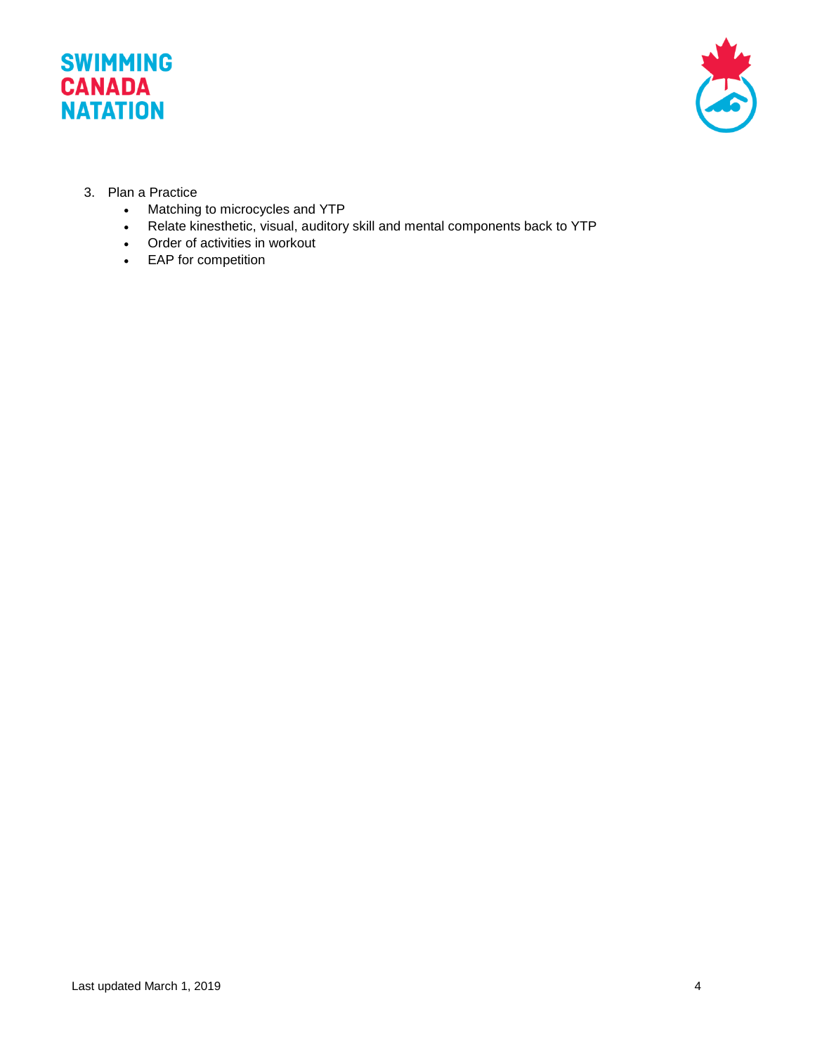3. Plan a Practice
    - Matching to microcycles and YTP
    - Relate kinesthetic, visual, auditory skill and mental components back to YTP
    - Order of activities in workout
    - EAP for competition